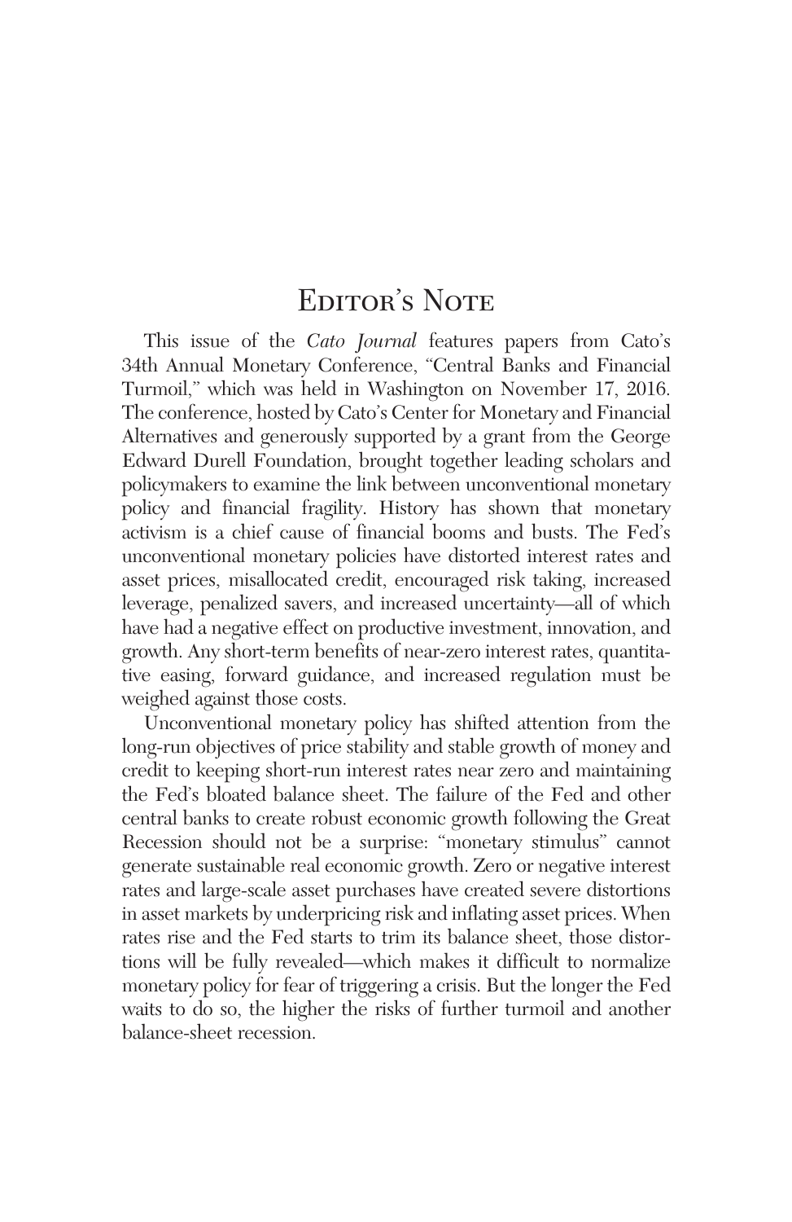# Editor's Note

This issue of the *Cato Journal* features papers from Cato's 34th Annual Monetary Conference, "Central Banks and Financial Turmoil," which was held in Washington on November 17, 2016. The conference, hosted by Cato's Center for Monetary and Financial Alternatives and generously supported by a grant from the George Edward Durell Foundation, brought together leading scholars and policymakers to examine the link between unconventional monetary policy and financial fragility. History has shown that monetary activism is a chief cause of financial booms and busts. The Fed's unconventional monetary policies have distorted interest rates and asset prices, misallocated credit, encouraged risk taking, increased leverage, penalized savers, and increased uncertainty—all of which have had a negative effect on productive investment, innovation, and growth. Any short-term benefits of near-zero interest rates, quantitative easing, forward guidance, and increased regulation must be weighed against those costs.

Unconventional monetary policy has shifted attention from the long-run objectives of price stability and stable growth of money and credit to keeping short-run interest rates near zero and maintaining the Fed's bloated balance sheet. The failure of the Fed and other central banks to create robust economic growth following the Great Recession should not be a surprise: "monetary stimulus" cannot generate sustainable real economic growth. Zero or negative interest rates and large-scale asset purchases have created severe distortions in asset markets by underpricing risk and inflating asset prices. When rates rise and the Fed starts to trim its balance sheet, those distortions will be fully revealed—which makes it difficult to normalize monetary policy for fear of triggering a crisis. But the longer the Fed waits to do so, the higher the risks of further turmoil and another balance-sheet recession.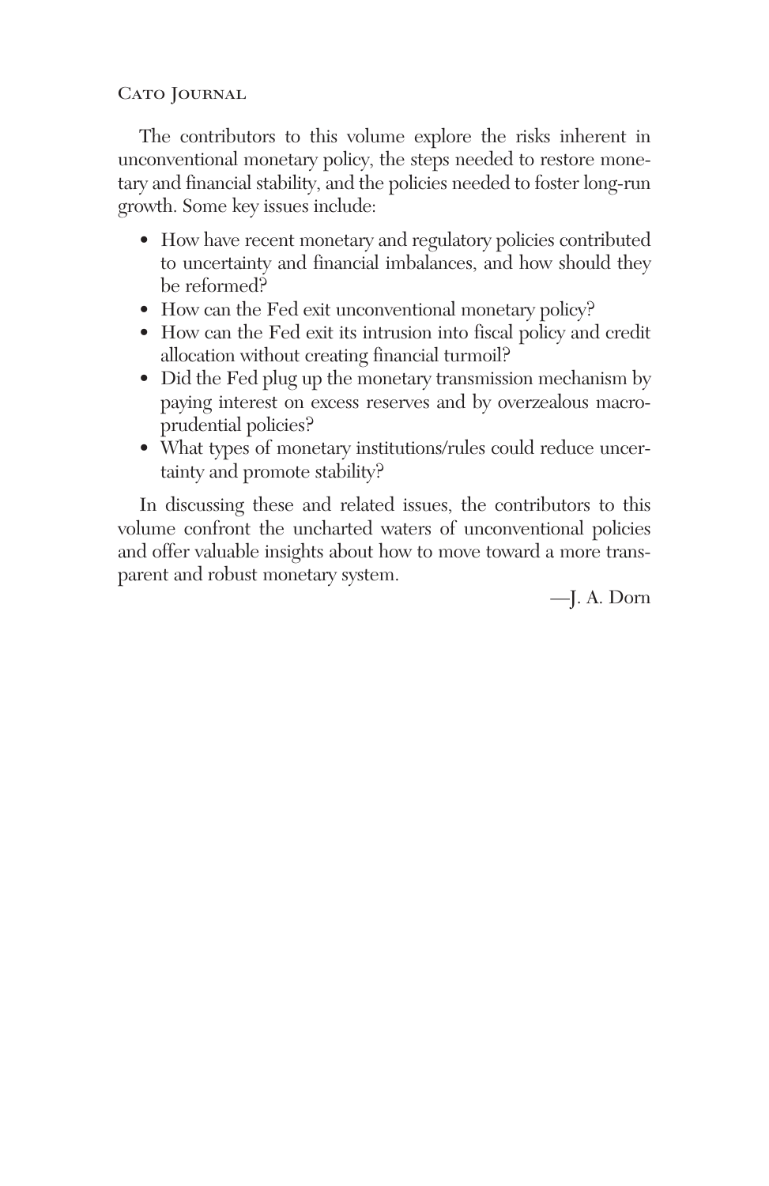The contributors to this volume explore the risks inherent in unconventional monetary policy, the steps needed to restore monetary and financial stability, and the policies needed to foster long-run growth. Some key issues include:

- How have recent monetary and regulatory policies contributed to uncertainty and financial imbalances, and how should they be reformed?
- How can the Fed exit unconventional monetary policy?
- How can the Fed exit its intrusion into fiscal policy and credit allocation without creating financial turmoil?
- Did the Fed plug up the monetary transmission mechanism by paying interest on excess reserves and by overzealous macroprudential policies?
- What types of monetary institutions/rules could reduce uncertainty and promote stability?

In discussing these and related issues, the contributors to this volume confront the uncharted waters of unconventional policies and offer valuable insights about how to move toward a more transparent and robust monetary system.

—J. A. Dorn